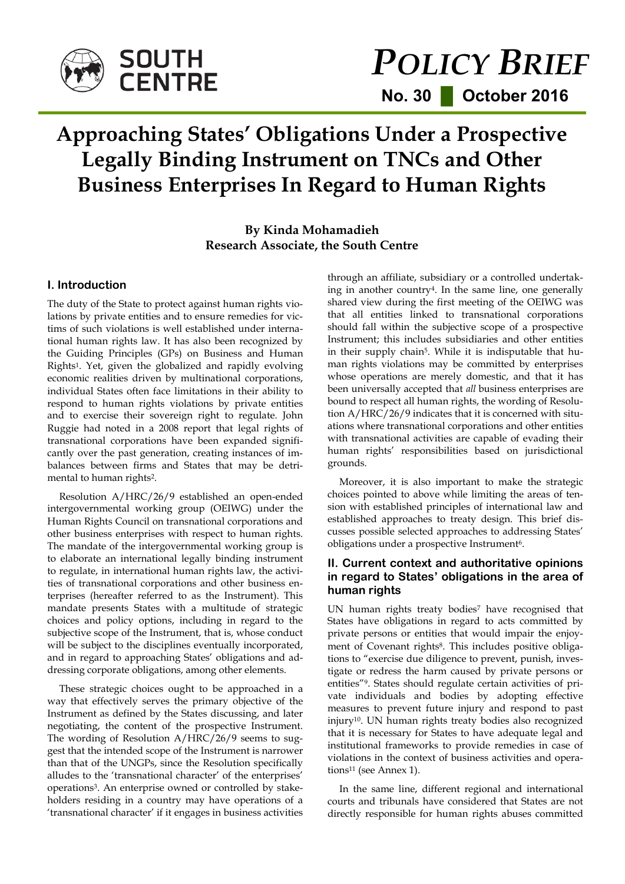SOUTH CENTRE

# POLICY BRIEF

**No. 30 █ October 2016**

# Approaching States' Obligations Under a Prospective Legally Binding Instrument on TNCs and Other Business Enterprises In Regard to Human Rights

**By Kinda Mohamadieh**
**Research Associate, the South Centre**

## I. Introduction

The duty of the State to protect against human rights violations by private entities and to ensure remedies for victims of such violations is well established under international human rights law. It has also been recognized by the Guiding Principles (GPs) on Business and Human Rights[1]. Yet, given the globalized and rapidly evolving economic realities driven by multinational corporations, individual States often face limitations in their ability to respond to human rights violations by private entities and to exercise their sovereign right to regulate. John Ruggie had noted in a 2008 report that legal rights of transnational corporations have been expanded significantly over the past generation, creating instances of imbalances between firms and States that may be detrimental to human rights[2].

Resolution A/HRC/26/9 established an open-ended intergovernmental working group (OEIWG) under the Human Rights Council on transnational corporations and other business enterprises with respect to human rights. The mandate of the intergovernmental working group is to elaborate an international legally binding instrument to regulate, in international human rights law, the activities of transnational corporations and other business enterprises (hereafter referred to as the Instrument). This mandate presents States with a multitude of strategic choices and policy options, including in regard to the subjective scope of the Instrument, that is, whose conduct will be subject to the disciplines eventually incorporated, and in regard to approaching States' obligations and addressing corporate obligations, among other elements.

These strategic choices ought to be approached in a way that effectively serves the primary objective of the Instrument as defined by the States discussing, and later negotiating, the content of the prospective Instrument. The wording of Resolution A/HRC/26/9 seems to suggest that the intended scope of the Instrument is narrower than that of the UNGPs, since the Resolution specifically alludes to the 'transnational character' of the enterprises' operations[3]. An enterprise owned or controlled by stakeholders residing in a country may have operations of a 'transnational character' if it engages in business activities through an affiliate, subsidiary or a controlled undertaking in another country[4]. In the same line, one generally shared view during the first meeting of the OEIWG was that all entities linked to transnational corporations should fall within the subjective scope of a prospective Instrument; this includes subsidiaries and other entities in their supply chain[5]. While it is indisputable that human rights violations may be committed by enterprises whose operations are merely domestic, and that it has been universally accepted that *all* business enterprises are bound to respect all human rights, the wording of Resolution A/HRC/26/9 indicates that it is concerned with situations where transnational corporations and other entities with transnational activities are capable of evading their human rights' responsibilities based on jurisdictional grounds.

Moreover, it is also important to make the strategic choices pointed to above while limiting the areas of tension with established principles of international law and established approaches to treaty design. This brief discusses possible selected approaches to addressing States' obligations under a prospective Instrument[6].

## II. Current context and authoritative opinions in regard to States' obligations in the area of human rights

UN human rights treaty bodies[7] have recognised that States have obligations in regard to acts committed by private persons or entities that would impair the enjoyment of Covenant rights[8]. This includes positive obligations to "exercise due diligence to prevent, punish, investigate or redress the harm caused by private persons or entities"[9]. States should regulate certain activities of private individuals and bodies by adopting effective measures to prevent future injury and respond to past injury[10]. UN human rights treaty bodies also recognized that it is necessary for States to have adequate legal and institutional frameworks to provide remedies in case of violations in the context of business activities and operations[11] (see Annex 1).

In the same line, different regional and international courts and tribunals have considered that States are not directly responsible for human rights abuses committed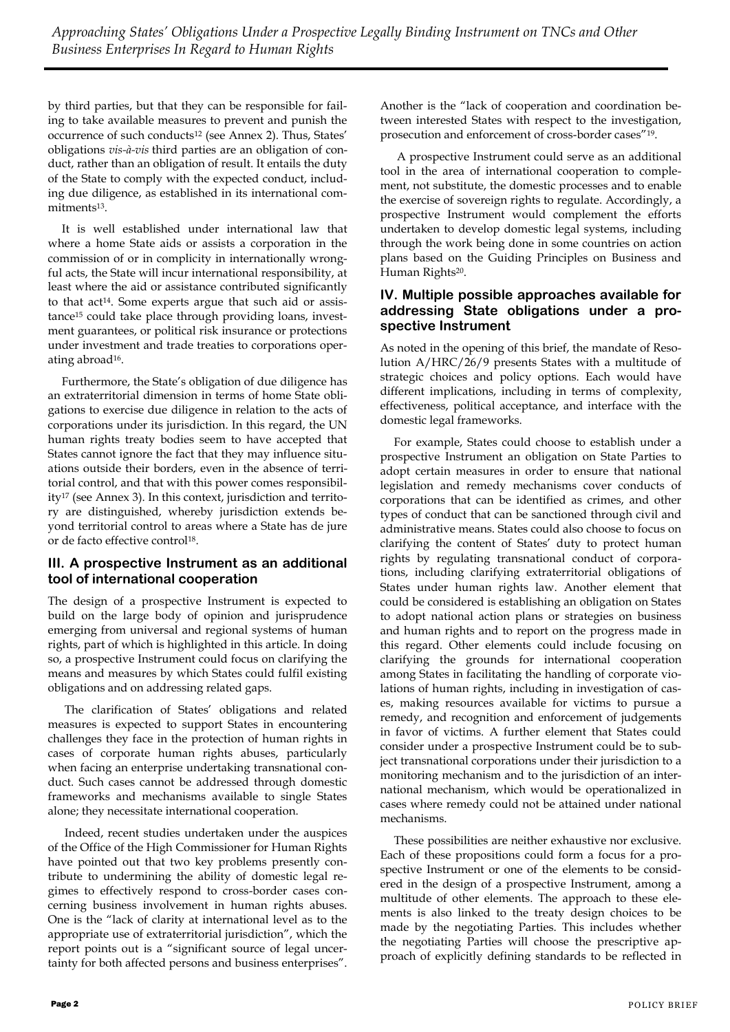by third parties, but that they can be responsible for failing to take available measures to prevent and punish the occurrence of such conducts[12] (see Annex 2). Thus, States' obligations *vis-à-vis* third parties are an obligation of conduct, rather than an obligation of result. It entails the duty of the State to comply with the expected conduct, including due diligence, as established in its international commitments[13].

It is well established under international law that where a home State aids or assists a corporation in the commission of or in complicity in internationally wrongful acts, the State will incur international responsibility, at least where the aid or assistance contributed significantly to that act[14]. Some experts argue that such aid or assistance[15] could take place through providing loans, investment guarantees, or political risk insurance or protections under investment and trade treaties to corporations operating abroad[16].

Furthermore, the State's obligation of due diligence has an extraterritorial dimension in terms of home State obligations to exercise due diligence in relation to the acts of corporations under its jurisdiction. In this regard, the UN human rights treaty bodies seem to have accepted that States cannot ignore the fact that they may influence situations outside their borders, even in the absence of territorial control, and that with this power comes responsibility[17] (see Annex 3). In this context, jurisdiction and territory are distinguished, whereby jurisdiction extends beyond territorial control to areas where a State has de jure or de facto effective control[18].

## III. A prospective Instrument as an additional tool of international cooperation

The design of a prospective Instrument is expected to build on the large body of opinion and jurisprudence emerging from universal and regional systems of human rights, part of which is highlighted in this article. In doing so, a prospective Instrument could focus on clarifying the means and measures by which States could fulfil existing obligations and on addressing related gaps.

The clarification of States' obligations and related measures is expected to support States in encountering challenges they face in the protection of human rights in cases of corporate human rights abuses, particularly when facing an enterprise undertaking transnational conduct. Such cases cannot be addressed through domestic frameworks and mechanisms available to single States alone; they necessitate international cooperation.

Indeed, recent studies undertaken under the auspices of the Office of the High Commissioner for Human Rights have pointed out that two key problems presently contribute to undermining the ability of domestic legal regimes to effectively respond to cross-border cases concerning business involvement in human rights abuses. One is the "lack of clarity at international level as to the appropriate use of extraterritorial jurisdiction", which the report points out is a "significant source of legal uncertainty for both affected persons and business enterprises". Another is the "lack of cooperation and coordination between interested States with respect to the investigation, prosecution and enforcement of cross-border cases"[19].

A prospective Instrument could serve as an additional tool in the area of international cooperation to complement, not substitute, the domestic processes and to enable the exercise of sovereign rights to regulate. Accordingly, a prospective Instrument would complement the efforts undertaken to develop domestic legal systems, including through the work being done in some countries on action plans based on the Guiding Principles on Business and Human Rights[20].

## IV. Multiple possible approaches available for addressing State obligations under a prospective Instrument

As noted in the opening of this brief, the mandate of Resolution A/HRC/26/9 presents States with a multitude of strategic choices and policy options. Each would have different implications, including in terms of complexity, effectiveness, political acceptance, and interface with the domestic legal frameworks.

For example, States could choose to establish under a prospective Instrument an obligation on State Parties to adopt certain measures in order to ensure that national legislation and remedy mechanisms cover conducts of corporations that can be identified as crimes, and other types of conduct that can be sanctioned through civil and administrative means. States could also choose to focus on clarifying the content of States' duty to protect human rights by regulating transnational conduct of corporations, including clarifying extraterritorial obligations of States under human rights law. Another element that could be considered is establishing an obligation on States to adopt national action plans or strategies on business and human rights and to report on the progress made in this regard. Other elements could include focusing on clarifying the grounds for international cooperation among States in facilitating the handling of corporate violations of human rights, including in investigation of cases, making resources available for victims to pursue a remedy, and recognition and enforcement of judgements in favor of victims. A further element that States could consider under a prospective Instrument could be to subject transnational corporations under their jurisdiction to a monitoring mechanism and to the jurisdiction of an international mechanism, which would be operationalized in cases where remedy could not be attained under national mechanisms.

These possibilities are neither exhaustive nor exclusive. Each of these propositions could form a focus for a prospective Instrument or one of the elements to be considered in the design of a prospective Instrument, among a multitude of other elements. The approach to these elements is also linked to the treaty design choices to be made by the negotiating Parties. This includes whether the negotiating Parties will choose the prescriptive approach of explicitly defining standards to be reflected in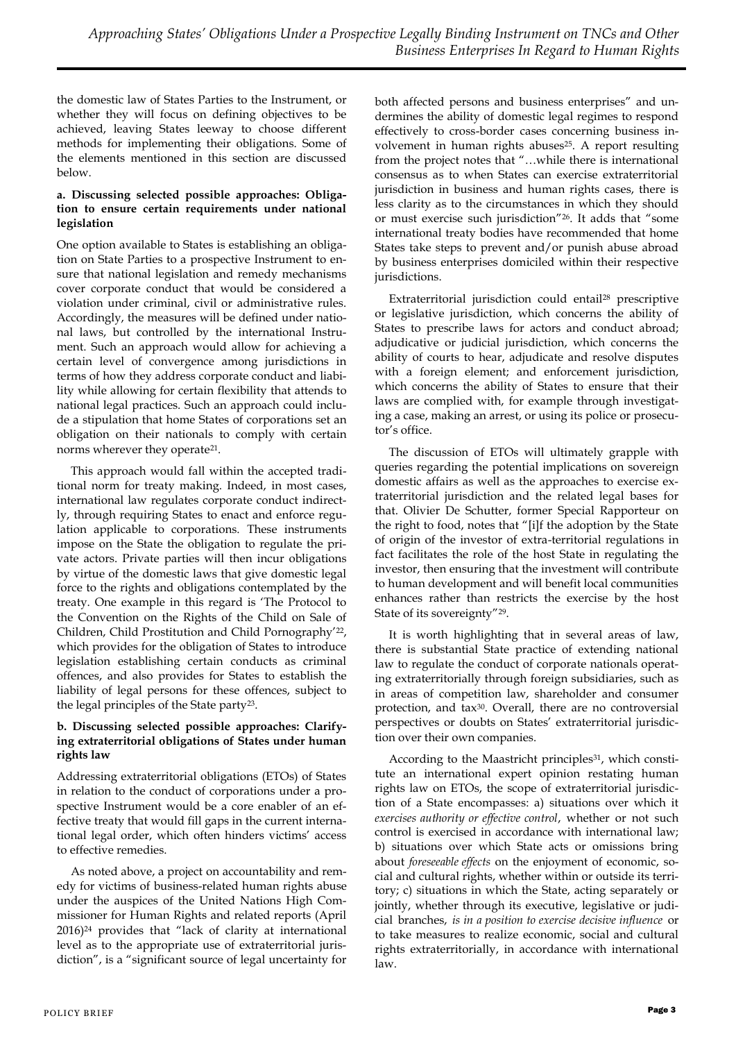the domestic law of States Parties to the Instrument, or whether they will focus on defining objectives to be achieved, leaving States leeway to choose different methods for implementing their obligations. Some of the elements mentioned in this section are discussed below.

**a. Discussing selected possible approaches: Obligation to ensure certain requirements under national legislation**

One option available to States is establishing an obligation on State Parties to a prospective Instrument to ensure that national legislation and remedy mechanisms cover corporate conduct that would be considered a violation under criminal, civil or administrative rules. Accordingly, the measures will be defined under national laws, but controlled by the international Instrument. Such an approach would allow for achieving a certain level of convergence among jurisdictions in terms of how they address corporate conduct and liability while allowing for certain flexibility that attends to national legal practices. Such an approach could include a stipulation that home States of corporations set an obligation on their nationals to comply with certain norms wherever they operate[21].

This approach would fall within the accepted traditional norm for treaty making. Indeed, in most cases, international law regulates corporate conduct indirectly, through requiring States to enact and enforce regulation applicable to corporations. These instruments impose on the State the obligation to regulate the private actors. Private parties will then incur obligations by virtue of the domestic laws that give domestic legal force to the rights and obligations contemplated by the treaty. One example in this regard is 'The Protocol to the Convention on the Rights of the Child on Sale of Children, Child Prostitution and Child Pornography'[22], which provides for the obligation of States to introduce legislation establishing certain conducts as criminal offences, and also provides for States to establish the liability of legal persons for these offences, subject to the legal principles of the State party[23].

**b. Discussing selected possible approaches: Clarifying extraterritorial obligations of States under human rights law**

Addressing extraterritorial obligations (ETOs) of States in relation to the conduct of corporations under a prospective Instrument would be a core enabler of an effective treaty that would fill gaps in the current international legal order, which often hinders victims' access to effective remedies.

As noted above, a project on accountability and remedy for victims of business-related human rights abuse under the auspices of the United Nations High Commissioner for Human Rights and related reports (April 2016)[24] provides that "lack of clarity at international level as to the appropriate use of extraterritorial jurisdiction", is a "significant source of legal uncertainty for both affected persons and business enterprises" and undermines the ability of domestic legal regimes to respond effectively to cross-border cases concerning business involvement in human rights abuses[25]. A report resulting from the project notes that "…while there is international consensus as to when States can exercise extraterritorial jurisdiction in business and human rights cases, there is less clarity as to the circumstances in which they should or must exercise such jurisdiction"[26]. It adds that "some international treaty bodies have recommended that home States take steps to prevent and/or punish abuse abroad by business enterprises domiciled within their respective jurisdictions.

Extraterritorial jurisdiction could entail[28] prescriptive or legislative jurisdiction, which concerns the ability of States to prescribe laws for actors and conduct abroad; adjudicative or judicial jurisdiction, which concerns the ability of courts to hear, adjudicate and resolve disputes with a foreign element; and enforcement jurisdiction, which concerns the ability of States to ensure that their laws are complied with, for example through investigating a case, making an arrest, or using its police or prosecutor's office.

The discussion of ETOs will ultimately grapple with queries regarding the potential implications on sovereign domestic affairs as well as the approaches to exercise extraterritorial jurisdiction and the related legal bases for that. Olivier De Schutter, former Special Rapporteur on the right to food, notes that "[i]f the adoption by the State of origin of the investor of extra-territorial regulations in fact facilitates the role of the host State in regulating the investor, then ensuring that the investment will contribute to human development and will benefit local communities enhances rather than restricts the exercise by the host State of its sovereignty"[29].

It is worth highlighting that in several areas of law, there is substantial State practice of extending national law to regulate the conduct of corporate nationals operating extraterritorially through foreign subsidiaries, such as in areas of competition law, shareholder and consumer protection, and tax[30]. Overall, there are no controversial perspectives or doubts on States' extraterritorial jurisdiction over their own companies.

According to the Maastricht principles[31], which constitute an international expert opinion restating human rights law on ETOs, the scope of extraterritorial jurisdiction of a State encompasses: a) situations over which it *exercises authority or effective control*, whether or not such control is exercised in accordance with international law; b) situations over which State acts or omissions bring about *foreseeable effects* on the enjoyment of economic, social and cultural rights, whether within or outside its territory; c) situations in which the State, acting separately or jointly, whether through its executive, legislative or judicial branches, *is in a position to exercise decisive influence* or to take measures to realize economic, social and cultural rights extraterritorially, in accordance with international law.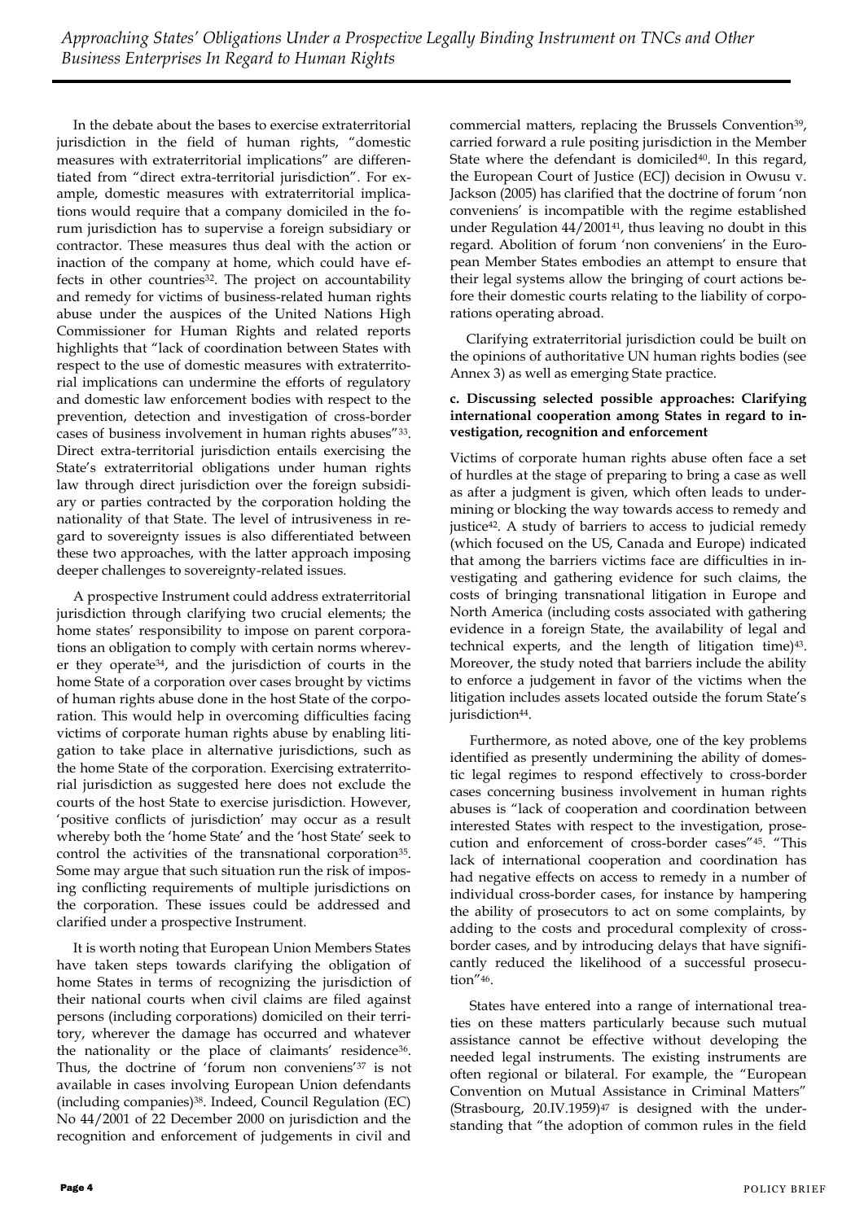In the debate about the bases to exercise extraterritorial jurisdiction in the field of human rights, "domestic measures with extraterritorial implications" are differentiated from "direct extra-territorial jurisdiction". For example, domestic measures with extraterritorial implications would require that a company domiciled in the forum jurisdiction has to supervise a foreign subsidiary or contractor. These measures thus deal with the action or inaction of the company at home, which could have effects in other countries[32]. The project on accountability and remedy for victims of business-related human rights abuse under the auspices of the United Nations High Commissioner for Human Rights and related reports highlights that "lack of coordination between States with respect to the use of domestic measures with extraterritorial implications can undermine the efforts of regulatory and domestic law enforcement bodies with respect to the prevention, detection and investigation of cross-border cases of business involvement in human rights abuses"[33]. Direct extra-territorial jurisdiction entails exercising the State's extraterritorial obligations under human rights law through direct jurisdiction over the foreign subsidiary or parties contracted by the corporation holding the nationality of that State. The level of intrusiveness in regard to sovereignty issues is also differentiated between these two approaches, with the latter approach imposing deeper challenges to sovereignty-related issues.

A prospective Instrument could address extraterritorial jurisdiction through clarifying two crucial elements; the home states' responsibility to impose on parent corporations an obligation to comply with certain norms wherever they operate[34], and the jurisdiction of courts in the home State of a corporation over cases brought by victims of human rights abuse done in the host State of the corporation. This would help in overcoming difficulties facing victims of corporate human rights abuse by enabling litigation to take place in alternative jurisdictions, such as the home State of the corporation. Exercising extraterritorial jurisdiction as suggested here does not exclude the courts of the host State to exercise jurisdiction. However, 'positive conflicts of jurisdiction' may occur as a result whereby both the 'home State' and the 'host State' seek to control the activities of the transnational corporation[35]. Some may argue that such situation run the risk of imposing conflicting requirements of multiple jurisdictions on the corporation. These issues could be addressed and clarified under a prospective Instrument.

It is worth noting that European Union Members States have taken steps towards clarifying the obligation of home States in terms of recognizing the jurisdiction of their national courts when civil claims are filed against persons (including corporations) domiciled on their territory, wherever the damage has occurred and whatever the nationality or the place of claimants' residence[36]. Thus, the doctrine of 'forum non conveniens'[37] is not available in cases involving European Union defendants (including companies)[38]. Indeed, Council Regulation (EC) No 44/2001 of 22 December 2000 on jurisdiction and the recognition and enforcement of judgements in civil and commercial matters, replacing the Brussels Convention[39], carried forward a rule positing jurisdiction in the Member State where the defendant is domiciled[40]. In this regard, the European Court of Justice (ECJ) decision in Owusu v. Jackson (2005) has clarified that the doctrine of forum 'non conveniens' is incompatible with the regime established under Regulation 44/2001[41], thus leaving no doubt in this regard. Abolition of forum 'non conveniens' in the European Member States embodies an attempt to ensure that their legal systems allow the bringing of court actions before their domestic courts relating to the liability of corporations operating abroad.

Clarifying extraterritorial jurisdiction could be built on the opinions of authoritative UN human rights bodies (see Annex 3) as well as emerging State practice.

**c. Discussing selected possible approaches: Clarifying international cooperation among States in regard to investigation, recognition and enforcement**

Victims of corporate human rights abuse often face a set of hurdles at the stage of preparing to bring a case as well as after a judgment is given, which often leads to undermining or blocking the way towards access to remedy and justice[42]. A study of barriers to access to judicial remedy (which focused on the US, Canada and Europe) indicated that among the barriers victims face are difficulties in investigating and gathering evidence for such claims, the costs of bringing transnational litigation in Europe and North America (including costs associated with gathering evidence in a foreign State, the availability of legal and technical experts, and the length of litigation time)[43]. Moreover, the study noted that barriers include the ability to enforce a judgement in favor of the victims when the litigation includes assets located outside the forum State's jurisdiction[44].

Furthermore, as noted above, one of the key problems identified as presently undermining the ability of domestic legal regimes to respond effectively to cross-border cases concerning business involvement in human rights abuses is "lack of cooperation and coordination between interested States with respect to the investigation, prosecution and enforcement of cross-border cases"[45]. "This lack of international cooperation and coordination has had negative effects on access to remedy in a number of individual cross-border cases, for instance by hampering the ability of prosecutors to act on some complaints, by adding to the costs and procedural complexity of cross-border cases, and by introducing delays that have significantly reduced the likelihood of a successful prosecution"[46].

States have entered into a range of international treaties on these matters particularly because such mutual assistance cannot be effective without developing the needed legal instruments. The existing instruments are often regional or bilateral. For example, the "European Convention on Mutual Assistance in Criminal Matters" (Strasbourg, 20.IV.1959)[47] is designed with the understanding that "the adoption of common rules in the field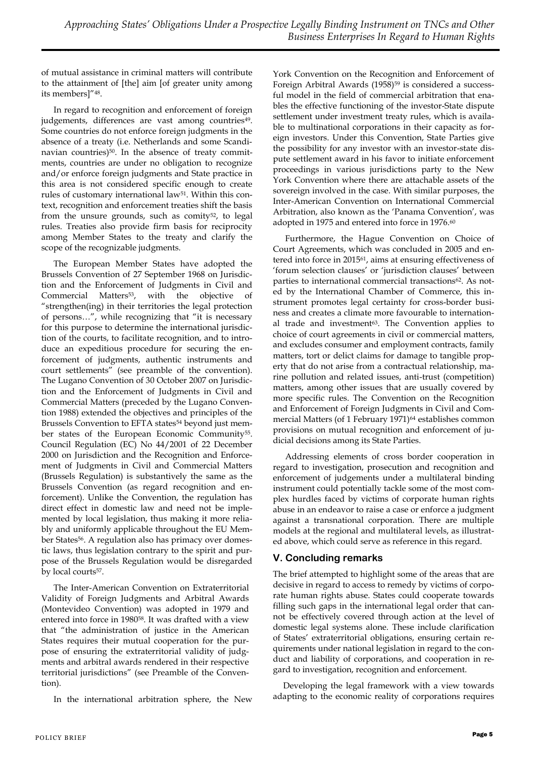of mutual assistance in criminal matters will contribute to the attainment of [the] aim [of greater unity among its members]"[48].

In regard to recognition and enforcement of foreign judgements, differences are vast among countries[49]. Some countries do not enforce foreign judgments in the absence of a treaty (i.e. Netherlands and some Scandinavian countries)[50]. In the absence of treaty commitments, countries are under no obligation to recognize and/or enforce foreign judgments and State practice in this area is not considered specific enough to create rules of customary international law[51]. Within this context, recognition and enforcement treaties shift the basis from the unsure grounds, such as comity[52], to legal rules. Treaties also provide firm basis for reciprocity among Member States to the treaty and clarify the scope of the recognizable judgments.

The European Member States have adopted the Brussels Convention of 27 September 1968 on Jurisdiction and the Enforcement of Judgments in Civil and Commercial Matters[53], with the objective of "strengthen(ing) in their territories the legal protection of persons…", while recognizing that "it is necessary for this purpose to determine the international jurisdiction of the courts, to facilitate recognition, and to introduce an expeditious procedure for securing the enforcement of judgments, authentic instruments and court settlements" (see preamble of the convention). The Lugano Convention of 30 October 2007 on Jurisdiction and the Enforcement of Judgments in Civil and Commercial Matters (preceded by the Lugano Convention 1988) extended the objectives and principles of the Brussels Convention to EFTA states[54] beyond just member states of the European Economic Community[55]. Council Regulation (EC) No 44/2001 of 22 December 2000 on Jurisdiction and the Recognition and Enforcement of Judgments in Civil and Commercial Matters (Brussels Regulation) is substantively the same as the Brussels Convention (as regard recognition and enforcement). Unlike the Convention, the regulation has direct effect in domestic law and need not be implemented by local legislation, thus making it more reliably and uniformly applicable throughout the EU Member States[56]. A regulation also has primacy over domestic laws, thus legislation contrary to the spirit and purpose of the Brussels Regulation would be disregarded by local courts[57].

The Inter-American Convention on Extraterritorial Validity of Foreign Judgments and Arbitral Awards (Montevideo Convention) was adopted in 1979 and entered into force in 1980[58]. It was drafted with a view that "the administration of justice in the American States requires their mutual cooperation for the purpose of ensuring the extraterritorial validity of judgments and arbitral awards rendered in their respective territorial jurisdictions" (see Preamble of the Convention).

In the international arbitration sphere, the New York Convention on the Recognition and Enforcement of Foreign Arbitral Awards (1958)[59] is considered a successful model in the field of commercial arbitration that enables the effective functioning of the investor-State dispute settlement under investment treaty rules, which is available to multinational corporations in their capacity as foreign investors. Under this Convention, State Parties give the possibility for any investor with an investor-state dispute settlement award in his favor to initiate enforcement proceedings in various jurisdictions party to the New York Convention where there are attachable assets of the sovereign involved in the case. With similar purposes, the Inter-American Convention on International Commercial Arbitration, also known as the 'Panama Convention', was adopted in 1975 and entered into force in 1976.[60]

Furthermore, the Hague Convention on Choice of Court Agreements, which was concluded in 2005 and entered into force in 2015[61], aims at ensuring effectiveness of 'forum selection clauses' or 'jurisdiction clauses' between parties to international commercial transactions[62]. As noted by the International Chamber of Commerce, this instrument promotes legal certainty for cross-border business and creates a climate more favourable to international trade and investment[63]. The Convention applies to choice of court agreements in civil or commercial matters, and excludes consumer and employment contracts, family matters, tort or delict claims for damage to tangible property that do not arise from a contractual relationship, marine pollution and related issues, anti-trust (competition) matters, among other issues that are usually covered by more specific rules. The Convention on the Recognition and Enforcement of Foreign Judgments in Civil and Commercial Matters (of 1 February 1971)[64] establishes common provisions on mutual recognition and enforcement of judicial decisions among its State Parties.

Addressing elements of cross border cooperation in regard to investigation, prosecution and recognition and enforcement of judgements under a multilateral binding instrument could potentially tackle some of the most complex hurdles faced by victims of corporate human rights abuse in an endeavor to raise a case or enforce a judgment against a transnational corporation. There are multiple models at the regional and multilateral levels, as illustrated above, which could serve as reference in this regard.

## V. Concluding remarks

The brief attempted to highlight some of the areas that are decisive in regard to access to remedy by victims of corporate human rights abuse. States could cooperate towards filling such gaps in the international legal order that cannot be effectively covered through action at the level of domestic legal systems alone. These include clarification of States' extraterritorial obligations, ensuring certain requirements under national legislation in regard to the conduct and liability of corporations, and cooperation in regard to investigation, recognition and enforcement.

Developing the legal framework with a view towards adapting to the economic reality of corporations requires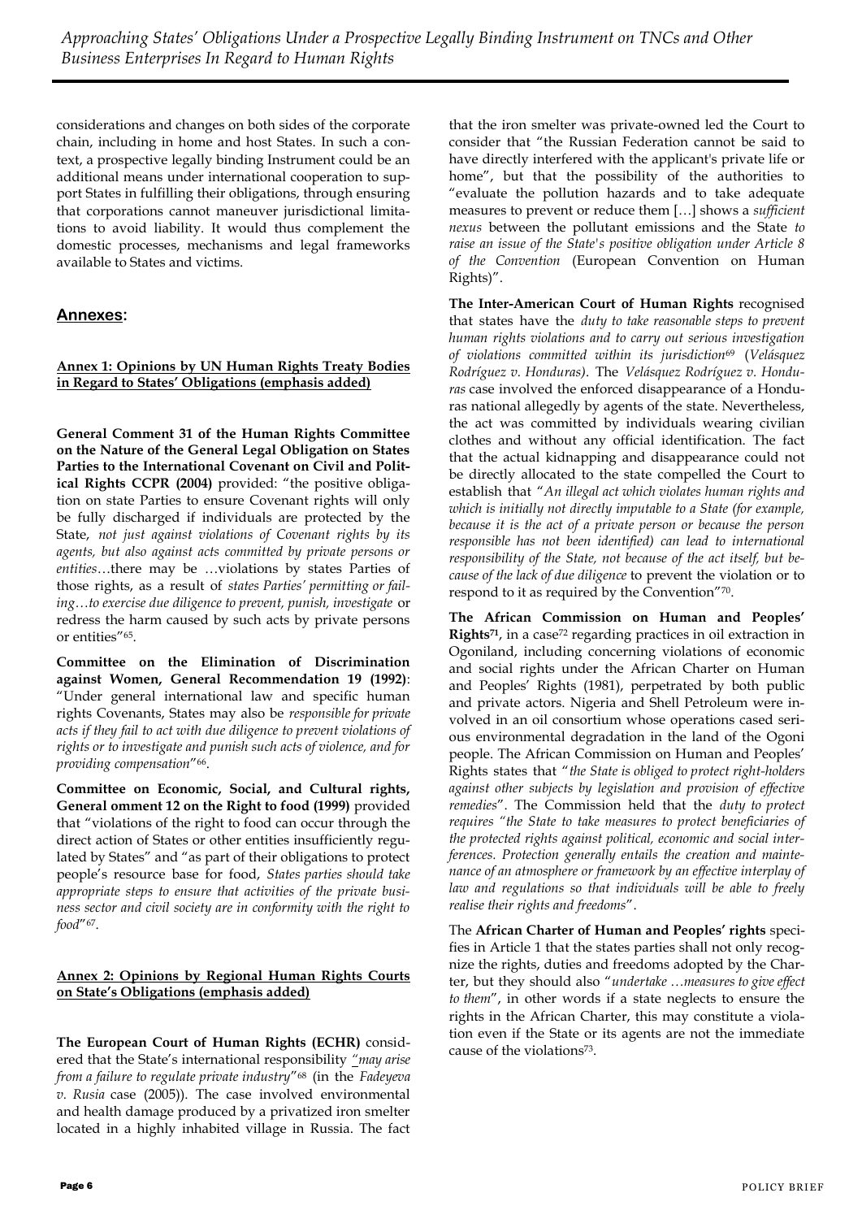considerations and changes on both sides of the corporate chain, including in home and host States. In such a context, a prospective legally binding Instrument could be an additional means under international cooperation to support States in fulfilling their obligations, through ensuring that corporations cannot maneuver jurisdictional limitations to avoid liability. It would thus complement the domestic processes, mechanisms and legal frameworks available to States and victims.

## Annexes:

### Annex 1: Opinions by UN Human Rights Treaty Bodies in Regard to States' Obligations (emphasis added)

**General Comment 31 of the Human Rights Committee on the Nature of the General Legal Obligation on States Parties to the International Covenant on Civil and Political Rights CCPR (2004)** provided: "the positive obligation on state Parties to ensure Covenant rights will only be fully discharged if individuals are protected by the State, *not just against violations of Covenant rights by its agents, but also against acts committed by private persons or entities*…there may be …violations by states Parties of those rights, as a result of *states Parties' permitting or failing…to exercise due diligence to prevent, punish, investigate* or redress the harm caused by such acts by private persons or entities"[65].

**Committee on the Elimination of Discrimination against Women, General Recommendation 19 (1992)**: "Under general international law and specific human rights Covenants, States may also be *responsible for private acts if they fail to act with due diligence to prevent violations of rights or to investigate and punish such acts of violence, and for providing compensation*"[66].

**Committee on Economic, Social, and Cultural rights, General omment 12 on the Right to food (1999)** provided that "violations of the right to food can occur through the direct action of States or other entities insufficiently regulated by States" and "as part of their obligations to protect people's resource base for food, *States parties should take appropriate steps to ensure that activities of the private business sector and civil society are in conformity with the right to food*"[67].

### Annex 2: Opinions by Regional Human Rights Courts on State's Obligations (emphasis added)

**The European Court of Human Rights (ECHR)** considered that the State's international responsibility *"may arise from a failure to regulate private industry"*[68] (in the *Fadeyeva v. Rusia* case (2005)). The case involved environmental and health damage produced by a privatized iron smelter located in a highly inhabited village in Russia. The fact that the iron smelter was private-owned led the Court to consider that "the Russian Federation cannot be said to have directly interfered with the applicant's private life or home", but that the possibility of the authorities to "evaluate the pollution hazards and to take adequate measures to prevent or reduce them […] shows a *sufficient nexus* between the pollutant emissions and the State *to raise an issue of the State's positive obligation under Article 8 of the Convention* (European Convention on Human Rights)".

**The Inter-American Court of Human Rights** recognised that states have the *duty to take reasonable steps to prevent human rights violations and to carry out serious investigation of violations committed within its jurisdiction*[69] (*Velásquez Rodríguez v. Honduras)*. The *Velásquez Rodríguez v. Honduras* case involved the enforced disappearance of a Honduras national allegedly by agents of the state. Nevertheless, the act was committed by individuals wearing civilian clothes and without any official identification. The fact that the actual kidnapping and disappearance could not be directly allocated to the state compelled the Court to establish that "*An illegal act which violates human rights and which is initially not directly imputable to a State (for example, because it is the act of a private person or because the person responsible has not been identified) can lead to international responsibility of the State, not because of the act itself, but because of the lack of due diligence* to prevent the violation or to respond to it as required by the Convention"[70].

**The African Commission on Human and Peoples' Rights**[71], in a case[72] regarding practices in oil extraction in Ogoniland, including concerning violations of economic and social rights under the African Charter on Human and Peoples' Rights (1981), perpetrated by both public and private actors. Nigeria and Shell Petroleum were involved in an oil consortium whose operations cased serious environmental degradation in the land of the Ogoni people. The African Commission on Human and Peoples' Rights states that "*the State is obliged to protect right-holders against other subjects by legislation and provision of effective remedies*". The Commission held that the *duty to protect requires "the State to take measures to protect beneficiaries of the protected rights against political, economic and social interferences. Protection generally entails the creation and maintenance of an atmosphere or framework by an effective interplay of law and regulations so that individuals will be able to freely realise their rights and freedoms*".

The **African Charter of Human and Peoples' rights** specifies in Article 1 that the states parties shall not only recognize the rights, duties and freedoms adopted by the Charter, but they should also "*undertake …measures to give effect to them*", in other words if a state neglects to ensure the rights in the African Charter, this may constitute a violation even if the State or its agents are not the immediate cause of the violations[73].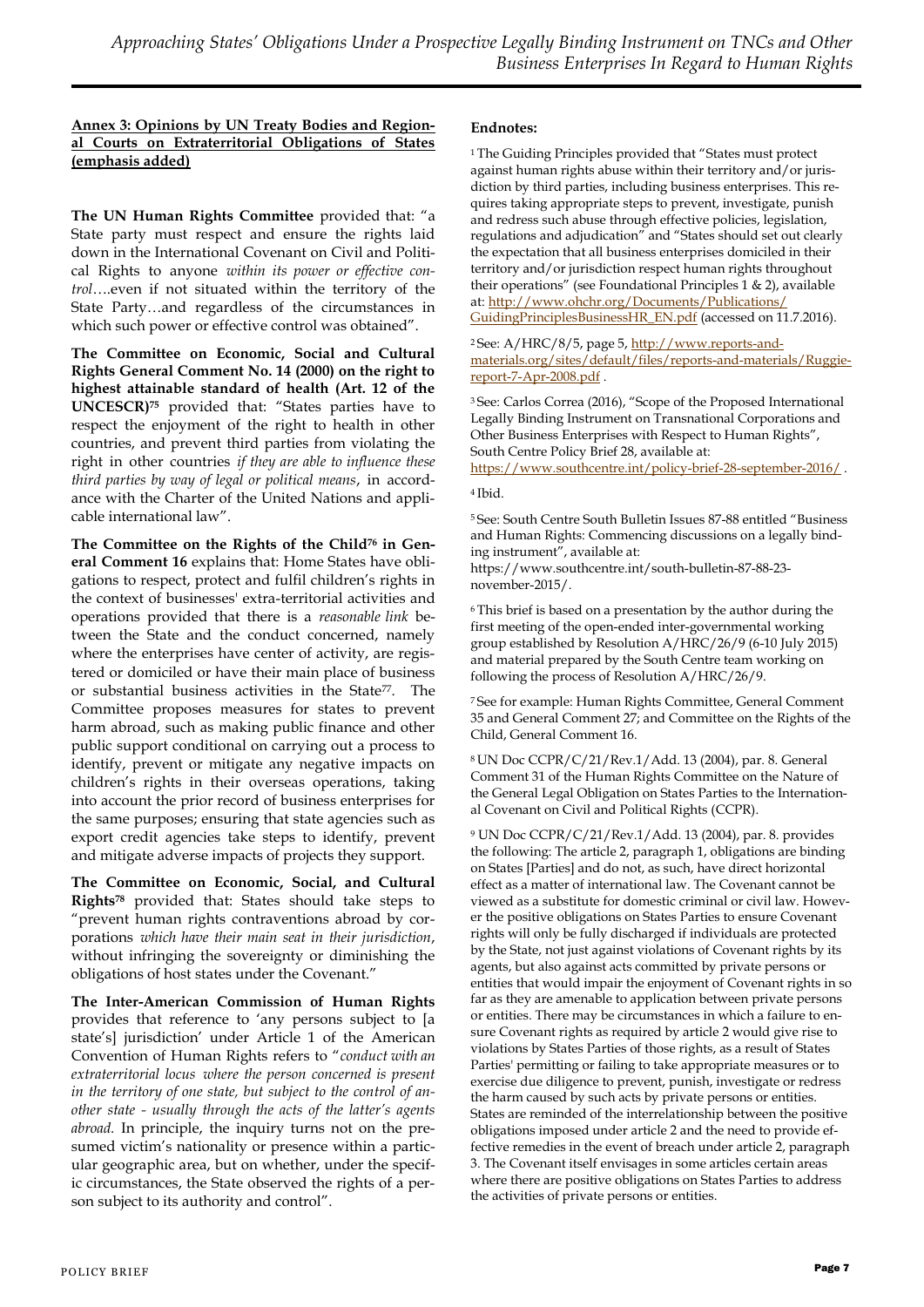**Annex 3: Opinions by UN Treaty Bodies and Regional Courts on Extraterritorial Obligations of States (emphasis added)**

**The UN Human Rights Committee** provided that: "a State party must respect and ensure the rights laid down in the International Covenant on Civil and Political Rights to anyone *within its power or effective control*….even if not situated within the territory of the State Party…and regardless of the circumstances in which such power or effective control was obtained".

**The Committee on Economic, Social and Cultural Rights General Comment No. 14 (2000) on the right to highest attainable standard of health (Art. 12 of the UNCESCR)**[75] provided that: "States parties have to respect the enjoyment of the right to health in other countries, and prevent third parties from violating the right in other countries *if they are able to influence these third parties by way of legal or political means*, in accordance with the Charter of the United Nations and applicable international law".

**The Committee on the Rights of the Child**[76] **in General Comment 16** explains that: Home States have obligations to respect, protect and fulfil children's rights in the context of businesses' extra-territorial activities and operations provided that there is a *reasonable link* between the State and the conduct concerned, namely where the enterprises have center of activity, are registered or domiciled or have their main place of business or substantial business activities in the State[77]. The Committee proposes measures for states to prevent harm abroad, such as making public finance and other public support conditional on carrying out a process to identify, prevent or mitigate any negative impacts on children's rights in their overseas operations, taking into account the prior record of business enterprises for the same purposes; ensuring that state agencies such as export credit agencies take steps to identify, prevent and mitigate adverse impacts of projects they support.

**The Committee on Economic, Social, and Cultural Rights**[78] provided that: States should take steps to "prevent human rights contraventions abroad by corporations *which have their main seat in their jurisdiction*, without infringing the sovereignty or diminishing the obligations of host states under the Covenant."

**The Inter-American Commission of Human Rights** provides that reference to 'any persons subject to [a state's] jurisdiction' under Article 1 of the American Convention of Human Rights refers to "*conduct with an extraterritorial locus where the person concerned is present in the territory of one state, but subject to the control of another state - usually through the acts of the latter's agents abroad.* In principle, the inquiry turns not on the presumed victim's nationality or presence within a particular geographic area, but on whether, under the specific circumstances, the State observed the rights of a person subject to its authority and control".

**Endnotes:**

[1] The Guiding Principles provided that "States must protect against human rights abuse within their territory and/or jurisdiction by third parties, including business enterprises. This requires taking appropriate steps to prevent, investigate, punish and redress such abuse through effective policies, legislation, regulations and adjudication" and "States should set out clearly the expectation that all business enterprises domiciled in their territory and/or jurisdiction respect human rights throughout their operations" (see Foundational Principles 1 & 2), available at: http://www.ohchr.org/Documents/Publications/GuidingPrinciplesBusinessHR_EN.pdf (accessed on 11.7.2016).

[2] See: A/HRC/8/5, page 5, http://www.reports-and-materials.org/sites/default/files/reports-and-materials/Ruggie-report-7-Apr-2008.pdf .

[3] See: Carlos Correa (2016), "Scope of the Proposed International Legally Binding Instrument on Transnational Corporations and Other Business Enterprises with Respect to Human Rights", South Centre Policy Brief 28, available at: https://www.southcentre.int/policy-brief-28-september-2016/ .

[4] Ibid.

[5] See: South Centre South Bulletin Issues 87-88 entitled "Business and Human Rights: Commencing discussions on a legally binding instrument", available at: https://www.southcentre.int/south-bulletin-87-88-23-november-2015/.

[6] This brief is based on a presentation by the author during the first meeting of the open-ended inter-governmental working group established by Resolution A/HRC/26/9 (6-10 July 2015) and material prepared by the South Centre team working on following the process of Resolution A/HRC/26/9.

[7] See for example: Human Rights Committee, General Comment 35 and General Comment 27; and Committee on the Rights of the Child, General Comment 16.

[8] UN Doc CCPR/C/21/Rev.1/Add. 13 (2004), par. 8. General Comment 31 of the Human Rights Committee on the Nature of the General Legal Obligation on States Parties to the International Covenant on Civil and Political Rights (CCPR).

[9] UN Doc CCPR/C/21/Rev.1/Add. 13 (2004), par. 8. provides the following: The article 2, paragraph 1, obligations are binding on States [Parties] and do not, as such, have direct horizontal effect as a matter of international law. The Covenant cannot be viewed as a substitute for domestic criminal or civil law. However the positive obligations on States Parties to ensure Covenant rights will only be fully discharged if individuals are protected by the State, not just against violations of Covenant rights by its agents, but also against acts committed by private persons or entities that would impair the enjoyment of Covenant rights in so far as they are amenable to application between private persons or entities. There may be circumstances in which a failure to ensure Covenant rights as required by article 2 would give rise to violations by States Parties of those rights, as a result of States Parties' permitting or failing to take appropriate measures or to exercise due diligence to prevent, punish, investigate or redress the harm caused by such acts by private persons or entities. States are reminded of the interrelationship between the positive obligations imposed under article 2 and the need to provide effective remedies in the event of breach under article 2, paragraph 3. The Covenant itself envisages in some articles certain areas where there are positive obligations on States Parties to address the activities of private persons or entities.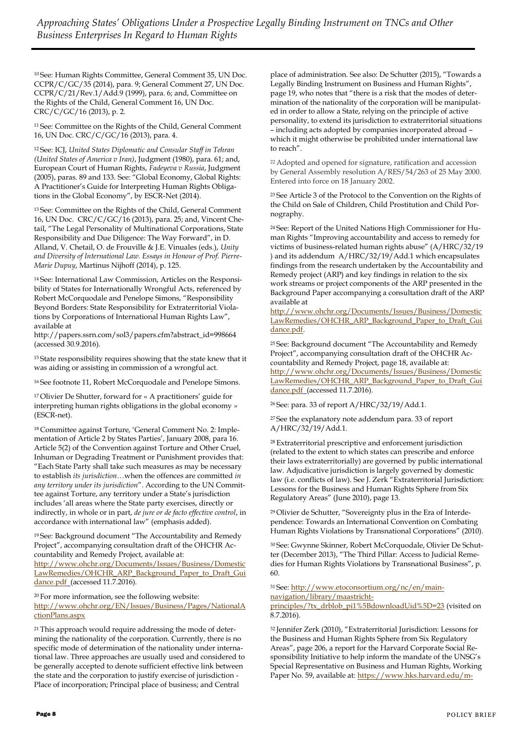[10] See: Human Rights Committee, General Comment 35, UN Doc. CCPR/C/GC/35 (2014), para. 9; General Comment 27, UN Doc. CCPR/C/21/Rev.1/Add.9 (1999), para. 6; and, Committee on the Rights of the Child, General Comment 16, UN Doc. CRC/C/GC/16 (2013), p. 2.

[11] See: Committee on the Rights of the Child, General Comment 16, UN Doc. CRC/C/GC/16 (2013), para. 4.

[12] See: ICJ, *United States Diplomatic and Consular Staff in Tehran (United States of America v Iran)*, Judgment (1980), para. 61; and, European Court of Human Rights, *Fadeyeva v Russia*, Judgment (2005), paras. 89 and 133. See: "Global Economy, Global Rights: A Practitioner's Guide for Interpreting Human Rights Obligations in the Global Economy", by ESCR-Net (2014).

[13] See: Committee on the Rights of the Child, General Comment 16, UN Doc. CRC/C/GC/16 (2013), para. 25; and, Vincent Chetail, "The Legal Personality of Multinational Corporations, State Responsibility and Due Diligence: The Way Forward", in D. Alland, V. Chetail, O. de Frouville & J.E. Vinuales (eds.), *Unity and Diversity of International Law. Essays in Honour of Prof. Pierre-Marie Dupuy*, Martinus Nijhoff (2014), p. 125.

[14] See: International Law Commission, Articles on the Responsibility of States for Internationally Wrongful Acts, referenced by Robert McCorquodale and Penelope Simons, "Responsibility Beyond Borders: State Responsibility for Extraterritorial Violations by Corporations of International Human Rights Law", available at http://papers.ssrn.com/sol3/papers.cfm?abstract_id=998664 (accessed 30.9.2016).

[15] State responsibility requires showing that the state knew that it was aiding or assisting in commission of a wrongful act.

[16] See footnote 11, Robert McCorquodale and Penelope Simons.

[17] Olivier De Shutter, forward for « A practitioners' guide for interpreting human rights obligations in the global economy » (ESCR-net).

[18] Committee against Torture, 'General Comment No. 2: Implementation of Article 2 by States Parties', January 2008, para 16. Article 5(2) of the Convention against Torture and Other Cruel, Inhuman or Degrading Treatment or Punishment provides that: "Each State Party shall take such measures as may be necessary to establish *its jurisdiction*…when the offences are committed *in any territory under its jurisdiction*". According to the UN Committee against Torture, any territory under a State's jurisdiction includes 'all areas where the State party exercises, directly or indirectly, in whole or in part, *de jure or de facto effective control*, in accordance with international law" (emphasis added).

[19] See: Background document "The Accountability and Remedy Project", accompanying consultation draft of the OHCHR Accountability and Remedy Project, available at: http://www.ohchr.org/Documents/Issues/Business/DomesticLawRemedies/OHCHR_ARP_Background_Paper_to_Draft_Guidance.pdf (accessed 11.7.2016).

[20] For more information, see the following website: http://www.ohchr.org/EN/Issues/Business/Pages/NationalActionPlans.aspx

[21] This approach would require addressing the mode of determining the nationality of the corporation. Currently, there is no specific mode of determination of the nationality under international law. Three approaches are usually used and considered to be generally accepted to denote sufficient effective link between the state and the corporation to justify exercise of jurisdiction - Place of incorporation; Principal place of business; and Central place of administration. See also: De Schutter (2015), "Towards a Legally Binding Instrument on Business and Human Rights", page 19, who notes that "there is a risk that the modes of determination of the nationality of the corporation will be manipulated in order to allow a State, relying on the principle of active personality, to extend its jurisdiction to extraterritorial situations – including acts adopted by companies incorporated abroad – which it might otherwise be prohibited under international law to reach".

[22] Adopted and opened for signature, ratification and accession by General Assembly resolution A/RES/54/263 of 25 May 2000. Entered into force on 18 January 2002.

[23] See Article 3 of the Protocol to the Convention on the Rights of the Child on Sale of Children, Child Prostitution and Child Pornography.

[24] See: Report of the United Nations High Commissioner for Human Rights "Improving accountability and access to remedy for victims of business-related human rights abuse" (A/HRC/32/19 ) and its addendum A/HRC/32/19/Add.1 which encapsulates findings from the research undertaken by the Accountability and Remedy project (ARP) and key findings in relation to the six work streams or project components of the ARP presented in the Background Paper accompanying a consultation draft of the ARP available at http://www.ohchr.org/Documents/Issues/Business/DomesticLawRemedies/OHCHR_ARP_Background_Paper_to_Draft_Guidance.pdf.

[25] See: Background document "The Accountability and Remedy Project", accompanying consultation draft of the OHCHR Accountability and Remedy Project, page 18, available at: http://www.ohchr.org/Documents/Issues/Business/DomesticLawRemedies/OHCHR_ARP_Background_Paper_to_Draft_Guidance.pdf (accessed 11.7.2016).

[26] See: para. 33 of report A/HRC/32/19/Add.1.

[27] See the explanatory note addendum para. 33 of report A/HRC/32/19/Add.1.

[28] Extraterritorial prescriptive and enforcement jurisdiction (related to the extent to which states can prescribe and enforce their laws extraterritorially) are governed by public international law. Adjudicative jurisdiction is largely governed by domestic law (i.e. conflicts of law). See J. Zerk "Extraterritorial Jurisdiction: Lessons for the Business and Human Rights Sphere from Six Regulatory Areas" (June 2010), page 13.

[29] Olivier de Schutter, "Sovereignty plus in the Era of Interdependence: Towards an International Convention on Combating Human Rights Violations by Transnational Corporations" (2010).

[30] See: Gwynne Skinner, Robert McCorquodale, Olivier De Schutter (December 2013), "The Third Pillar: Access to Judicial Remedies for Human Rights Violations by Transnational Business", p. 60.

[31] See: http://www.etoconsortium.org/nc/en/main-navigation/library/maastricht-principles/?tx_drblob_pi1%5BdownloadUid%5D=23 (visited on 8.7.2016).

[32] Jennifer Zerk (2010), "Extraterritorial Jurisdiction: Lessons for the Business and Human Rights Sphere from Six Regulatory Areas", page 206, a report for the Harvard Corporate Social Responsibility Initiative to help inform the mandate of the UNSG's Special Representative on Business and Human Rights, Working Paper No. 59, available at: https://www.hks.harvard.edu/m-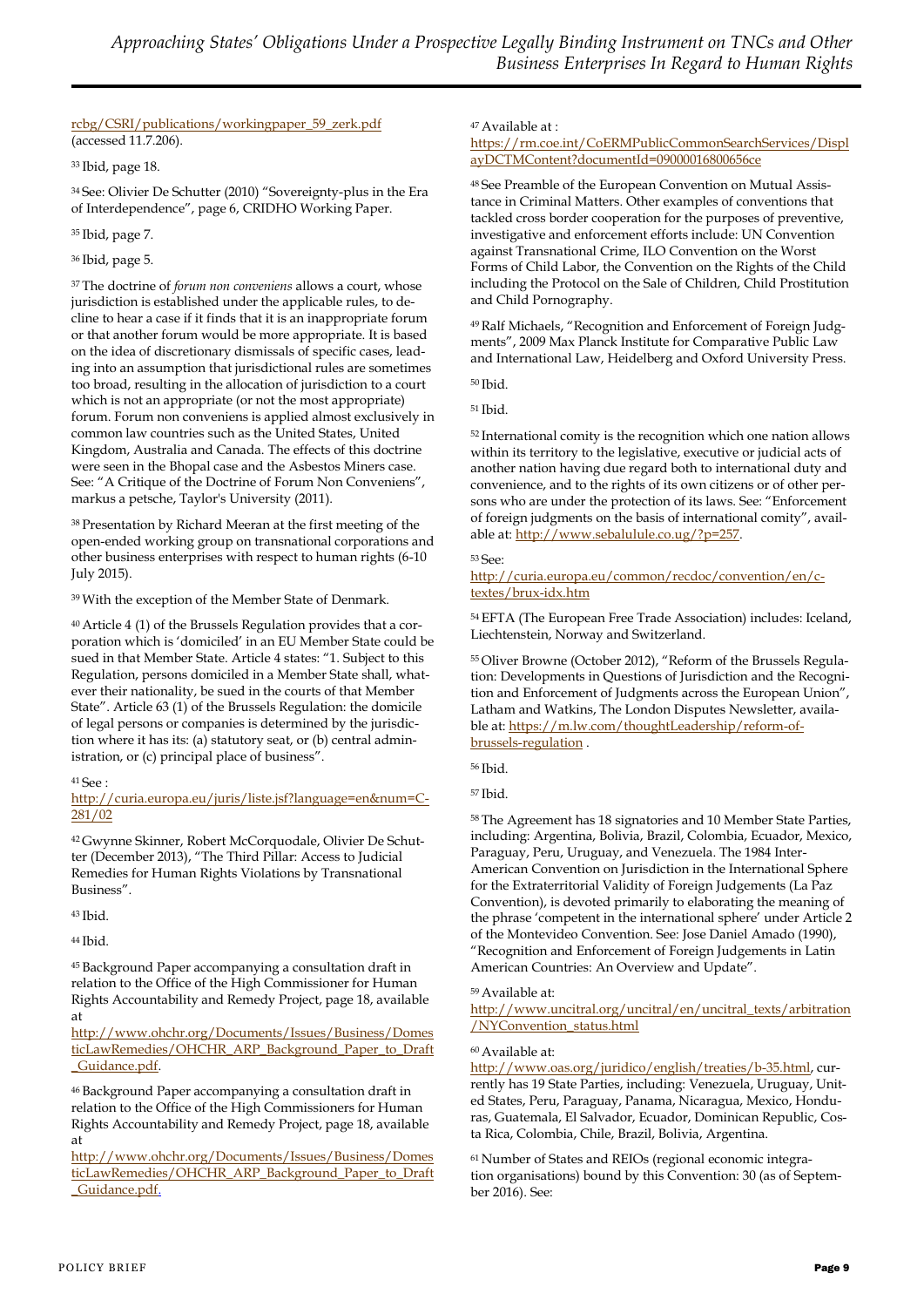rcbg/CSRI/publications/workingpaper_59_zerk.pdf (accessed 11.7.206).

[33] Ibid, page 18.

[34] See: Olivier De Schutter (2010) "Sovereignty-plus in the Era of Interdependence", page 6, CRIDHO Working Paper.

[35] Ibid, page 7.

[36] Ibid, page 5.

[37] The doctrine of *forum non conveniens* allows a court, whose jurisdiction is established under the applicable rules, to decline to hear a case if it finds that it is an inappropriate forum or that another forum would be more appropriate. It is based on the idea of discretionary dismissals of specific cases, leading into an assumption that jurisdictional rules are sometimes too broad, resulting in the allocation of jurisdiction to a court which is not an appropriate (or not the most appropriate) forum. Forum non conveniens is applied almost exclusively in common law countries such as the United States, United Kingdom, Australia and Canada. The effects of this doctrine were seen in the Bhopal case and the Asbestos Miners case. See: "A Critique of the Doctrine of Forum Non Conveniens", markus a petsche, Taylor's University (2011).

[38] Presentation by Richard Meeran at the first meeting of the open-ended working group on transnational corporations and other business enterprises with respect to human rights (6-10 July 2015).

[39] With the exception of the Member State of Denmark.

[40] Article 4 (1) of the Brussels Regulation provides that a corporation which is 'domiciled' in an EU Member State could be sued in that Member State. Article 4 states: "1. Subject to this Regulation, persons domiciled in a Member State shall, whatever their nationality, be sued in the courts of that Member State". Article 63 (1) of the Brussels Regulation: the domicile of legal persons or companies is determined by the jurisdiction where it has its: (a) statutory seat, or (b) central administration, or (c) principal place of business".

[41] See : http://curia.europa.eu/juris/liste.jsf?language=en&num=C-281/02

[42] Gwynne Skinner, Robert McCorquodale, Olivier De Schutter (December 2013), "The Third Pillar: Access to Judicial Remedies for Human Rights Violations by Transnational Business".

[43] Ibid.

[44] Ibid.

[45] Background Paper accompanying a consultation draft in relation to the Office of the High Commissioner for Human Rights Accountability and Remedy Project, page 18, available at http://www.ohchr.org/Documents/Issues/Business/DomesticLawRemedies/OHCHR_ARP_Background_Paper_to_Draft_Guidance.pdf.

[46] Background Paper accompanying a consultation draft in relation to the Office of the High Commissioners for Human Rights Accountability and Remedy Project, page 18, available at http://www.ohchr.org/Documents/Issues/Business/DomesticLawRemedies/OHCHR_ARP_Background_Paper_to_Draft_Guidance.pdf.

[47] Available at : https://rm.coe.int/CoERMPublicCommonSearchServices/DisplayDCTMContent?documentId=09000016800656ce

[48] See Preamble of the European Convention on Mutual Assistance in Criminal Matters. Other examples of conventions that tackled cross border cooperation for the purposes of preventive, investigative and enforcement efforts include: UN Convention against Transnational Crime, ILO Convention on the Worst Forms of Child Labor, the Convention on the Rights of the Child including the Protocol on the Sale of Children, Child Prostitution and Child Pornography.

[49] Ralf Michaels, "Recognition and Enforcement of Foreign Judgments", 2009 Max Planck Institute for Comparative Public Law and International Law, Heidelberg and Oxford University Press.

[50] Ibid.

[51] Ibid.

[52] International comity is the recognition which one nation allows within its territory to the legislative, executive or judicial acts of another nation having due regard both to international duty and convenience, and to the rights of its own citizens or of other persons who are under the protection of its laws. See: "Enforcement of foreign judgments on the basis of international comity", available at: http://www.sebalulule.co.ug/?p=257.

[53] See: http://curia.europa.eu/common/recdoc/convention/en/c-textes/brux-idx.htm

[54] EFTA (The European Free Trade Association) includes: Iceland, Liechtenstein, Norway and Switzerland.

[55] Oliver Browne (October 2012), "Reform of the Brussels Regulation: Developments in Questions of Jurisdiction and the Recognition and Enforcement of Judgments across the European Union", Latham and Watkins, The London Disputes Newsletter, available at: https://m.lw.com/thoughtLeadership/reform-of-brussels-regulation .

[56] Ibid.

[57] Ibid.

[58] The Agreement has 18 signatories and 10 Member State Parties, including: Argentina, Bolivia, Brazil, Colombia, Ecuador, Mexico, Paraguay, Peru, Uruguay, and Venezuela. The 1984 Inter-American Convention on Jurisdiction in the International Sphere for the Extraterritorial Validity of Foreign Judgements (La Paz Convention), is devoted primarily to elaborating the meaning of the phrase 'competent in the international sphere' under Article 2 of the Montevideo Convention. See: Jose Daniel Amado (1990), "Recognition and Enforcement of Foreign Judgements in Latin American Countries: An Overview and Update".

[59] Available at: http://www.uncitral.org/uncitral/en/uncitral_texts/arbitration/NYConvention_status.html

[60] Available at: http://www.oas.org/juridico/english/treaties/b-35.html, currently has 19 State Parties, including: Venezuela, Uruguay, United States, Peru, Paraguay, Panama, Nicaragua, Mexico, Honduras, Guatemala, El Salvador, Ecuador, Dominican Republic, Costa Rica, Colombia, Chile, Brazil, Bolivia, Argentina.

[61] Number of States and REIOs (regional economic integration organisations) bound by this Convention: 30 (as of September 2016). See: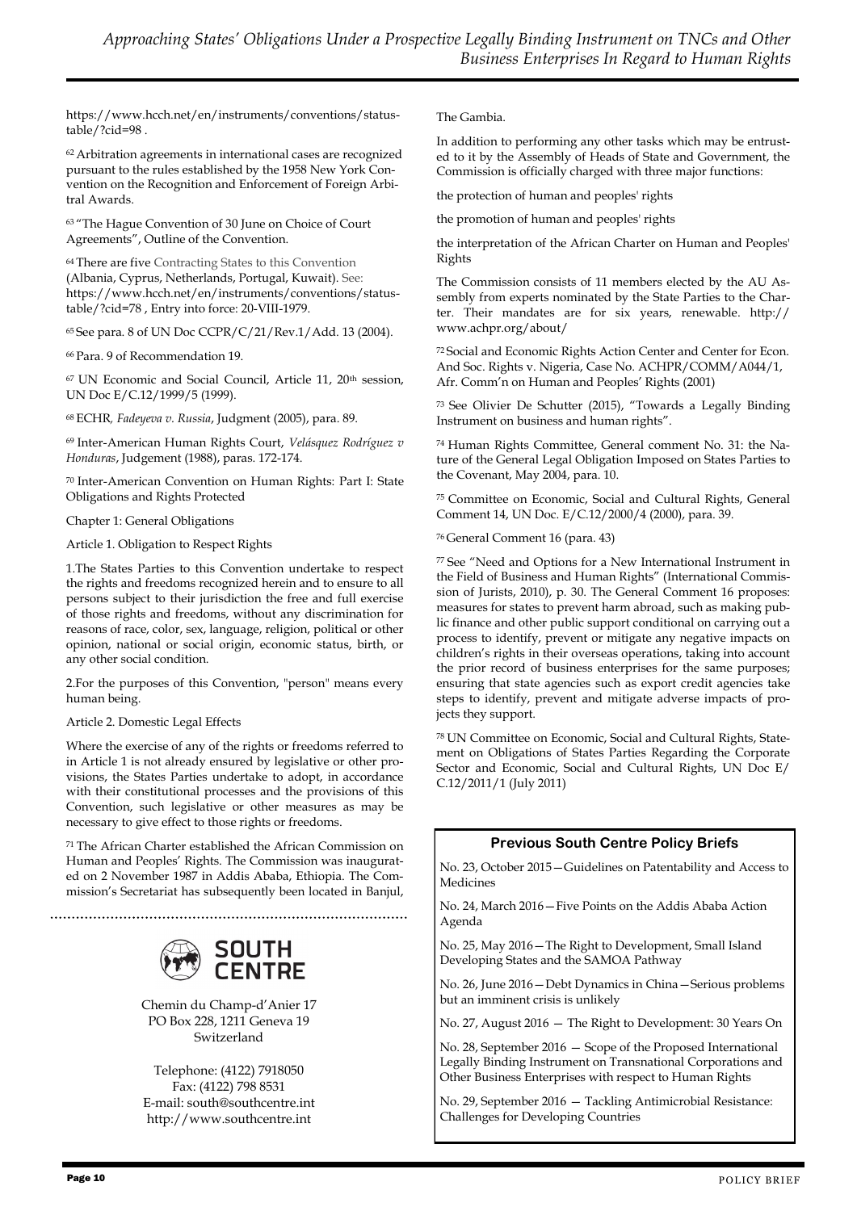https://www.hcch.net/en/instruments/conventions/status-table/?cid=98 .

[62] Arbitration agreements in international cases are recognized pursuant to the rules established by the 1958 New York Convention on the Recognition and Enforcement of Foreign Arbitral Awards.

[63] "The Hague Convention of 30 June on Choice of Court Agreements", Outline of the Convention.

[64] There are five Contracting States to this Convention (Albania, Cyprus, Netherlands, Portugal, Kuwait). See: https://www.hcch.net/en/instruments/conventions/status-table/?cid=78 , Entry into force: 20-VIII-1979.

[65] See para. 8 of UN Doc CCPR/C/21/Rev.1/Add. 13 (2004).

[66] Para. 9 of Recommendation 19.

[67] UN Economic and Social Council, Article 11, 20th session, UN Doc E/C.12/1999/5 (1999).

[68] ECHR, *Fadeyeva v. Russia*, Judgment (2005), para. 89.

[69] Inter-American Human Rights Court, *Velásquez Rodríguez v Honduras*, Judgement (1988), paras. 172-174.

[70] Inter-American Convention on Human Rights: Part I: State Obligations and Rights Protected

Chapter 1: General Obligations

Article 1. Obligation to Respect Rights

1.The States Parties to this Convention undertake to respect the rights and freedoms recognized herein and to ensure to all persons subject to their jurisdiction the free and full exercise of those rights and freedoms, without any discrimination for reasons of race, color, sex, language, religion, political or other opinion, national or social origin, economic status, birth, or any other social condition.

2.For the purposes of this Convention, "person" means every human being.

Article 2. Domestic Legal Effects

Where the exercise of any of the rights or freedoms referred to in Article 1 is not already ensured by legislative or other provisions, the States Parties undertake to adopt, in accordance with their constitutional processes and the provisions of this Convention, such legislative or other measures as may be necessary to give effect to those rights or freedoms.

[71] The African Charter established the African Commission on Human and Peoples' Rights. The Commission was inaugurated on 2 November 1987 in Addis Ababa, Ethiopia. The Commission's Secretariat has subsequently been located in Banjul, The Gambia.

In addition to performing any other tasks which may be entrusted to it by the Assembly of Heads of State and Government, the Commission is officially charged with three major functions:

the protection of human and peoples' rights

the promotion of human and peoples' rights

the interpretation of the African Charter on Human and Peoples' Rights

The Commission consists of 11 members elected by the AU Assembly from experts nominated by the State Parties to the Charter. Their mandates are for six years, renewable. http://www.achpr.org/about/

[72] Social and Economic Rights Action Center and Center for Econ. And Soc. Rights v. Nigeria, Case No. ACHPR/COMM/A044/1, Afr. Comm'n on Human and Peoples' Rights (2001)

[73] See Olivier De Schutter (2015), "Towards a Legally Binding Instrument on business and human rights".

[74] Human Rights Committee, General comment No. 31: the Nature of the General Legal Obligation Imposed on States Parties to the Covenant, May 2004, para. 10.

[75] Committee on Economic, Social and Cultural Rights, General Comment 14, UN Doc. E/C.12/2000/4 (2000), para. 39.

[76] General Comment 16 (para. 43)

[77] See "Need and Options for a New International Instrument in the Field of Business and Human Rights" (International Commission of Jurists, 2010), p. 30. The General Comment 16 proposes: measures for states to prevent harm abroad, such as making public finance and other public support conditional on carrying out a process to identify, prevent or mitigate any negative impacts on children's rights in their overseas operations, taking into account the prior record of business enterprises for the same purposes; ensuring that state agencies such as export credit agencies take steps to identify, prevent and mitigate adverse impacts of projects they support.

[78] UN Committee on Economic, Social and Cultural Rights, Statement on Obligations of States Parties Regarding the Corporate Sector and Economic, Social and Cultural Rights, UN Doc E/C.12/2011/1 (July 2011)

SOUTH CENTRE

Chemin du Champ-d'Anier 17
PO Box 228, 1211 Geneva 19
Switzerland

Telephone: (4122) 7918050
Fax: (4122) 798 8531
E-mail: south@southcentre.int
http://www.southcentre.int

## Previous South Centre Policy Briefs

No. 23, October 2015—Guidelines on Patentability and Access to Medicines

No. 24, March 2016—Five Points on the Addis Ababa Action Agenda

No. 25, May 2016—The Right to Development, Small Island Developing States and the SAMOA Pathway

No. 26, June 2016—Debt Dynamics in China—Serious problems but an imminent crisis is unlikely

No. 27, August 2016 — The Right to Development: 30 Years On

No. 28, September 2016 — Scope of the Proposed International Legally Binding Instrument on Transnational Corporations and Other Business Enterprises with respect to Human Rights

No. 29, September 2016 — Tackling Antimicrobial Resistance: Challenges for Developing Countries